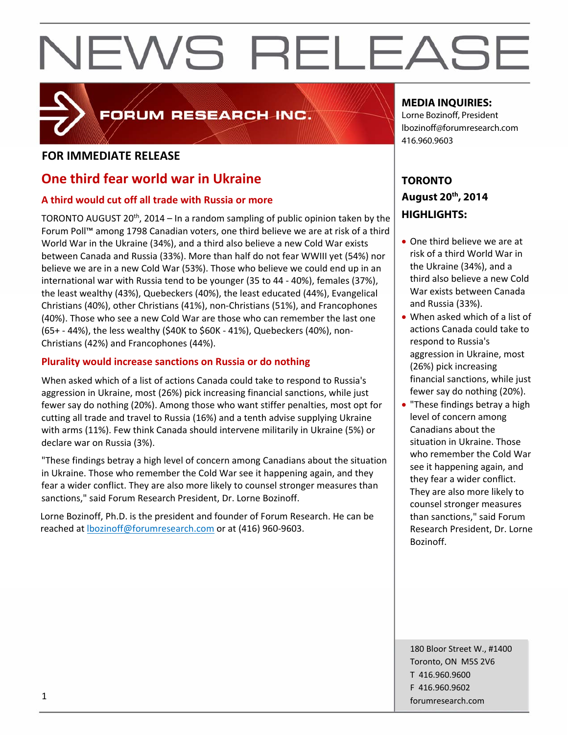# NEWS RELEASE

FORUM RESEARCH INC.

**FOR IMMEDIATE RELEASE**

## One third fear world war in Ukraine

### A third would cut off all trade with Russia or more

TORONTO AUGUST 20th, 2014 – In a random sampling of public opinion taken by the Forum Poll™ among 1798 Canadian voters, one third believe we are at risk of a third World War in the Ukraine (34%), and a third also believe a new Cold War exists between Canada and Russia (33%). More than half do not fear WWIII yet (54%) nor believe we are in a new Cold War (53%). Those who believe we could end up in an international war with Russia tend to be younger (35 to 44 - 40%), females (37%), the least wealthy (43%), Quebeckers (40%), the least educated (44%), Evangelical Christians (40%), other Christians (41%), non-Christians (51%), and Francophones (40%). Those who see a new Cold War are those who can remember the last one (65+ - 44%), the less wealthy ($40K to $60K - 41%), Quebeckers (40%), non-Christians (42%) and Francophones (44%).

### Plurality would increase sanctions on Russia or do nothing

When asked which of a list of actions Canada could take to respond to Russia's aggression in Ukraine, most (26%) pick increasing financial sanctions, while just fewer say do nothing (20%). Among those who want stiffer penalties, most opt for cutting all trade and travel to Russia (16%) and a tenth advise supplying Ukraine with arms (11%). Few think Canada should intervene militarily in Ukraine (5%) or declare war on Russia (3%).

"These findings betray a high level of concern among Canadians about the situation in Ukraine. Those who remember the Cold War see it happening again, and they fear a wider conflict. They are also more likely to counsel stronger measures than sanctions," said Forum Research President, Dr. Lorne Bozinoff.

Lorne Bozinoff, Ph.D. is the president and founder of Forum Research. He can be reached at lbozinoff@forumresearch.com or at (416) 960-9603.

**MEDIA INQUIRIES:**
Lorne Bozinoff, President
lbozinoff@forumresearch.com
416.960.9603

**TORONTO**
**August 20th, 2014**
**HIGHLIGHTS:**

- One third believe we are at risk of a third World War in the Ukraine (34%), and a third also believe a new Cold War exists between Canada and Russia (33%).
- When asked which of a list of actions Canada could take to respond to Russia's aggression in Ukraine, most (26%) pick increasing financial sanctions, while just fewer say do nothing (20%).
- "These findings betray a high level of concern among Canadians about the situation in Ukraine. Those who remember the Cold War see it happening again, and they fear a wider conflict. They are also more likely to counsel stronger measures than sanctions," said Forum Research President, Dr. Lorne Bozinoff.

180 Bloor Street W., #1400
Toronto, ON M5S 2V6
T 416.960.9600
F 416.960.9602
forumresearch.com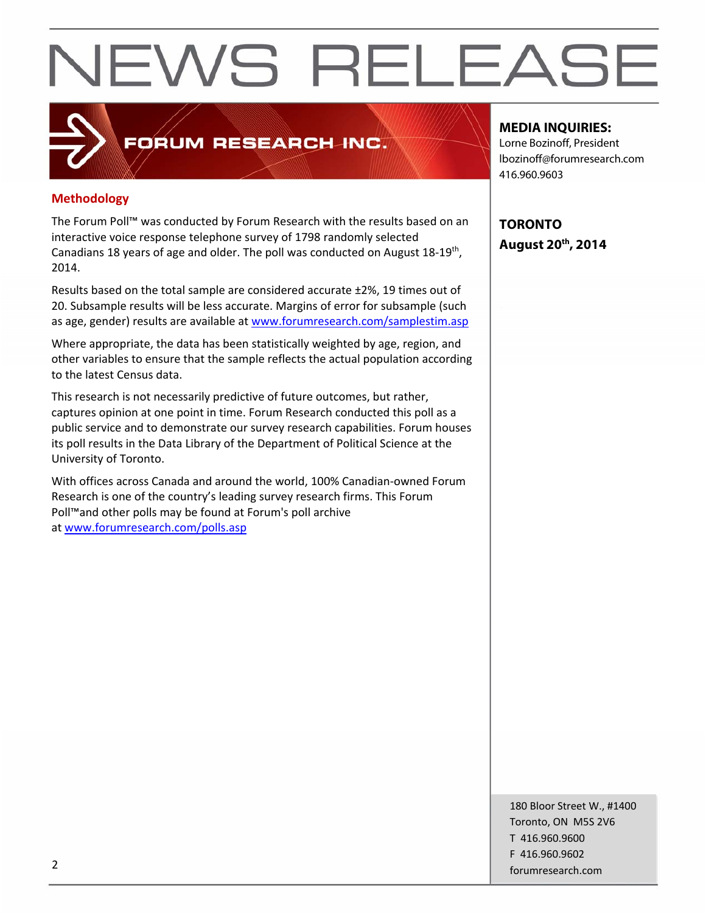## Methodology

The Forum Poll™ was conducted by Forum Research with the results based on an interactive voice response telephone survey of 1798 randomly selected Canadians 18 years of age and older. The poll was conducted on August 18-19th, 2014.

Results based on the total sample are considered accurate ±2%, 19 times out of 20. Subsample results will be less accurate. Margins of error for subsample (such as age, gender) results are available at www.forumresearch.com/samplestim.asp

Where appropriate, the data has been statistically weighted by age, region, and other variables to ensure that the sample reflects the actual population according to the latest Census data.

This research is not necessarily predictive of future outcomes, but rather, captures opinion at one point in time. Forum Research conducted this poll as a public service and to demonstrate our survey research capabilities. Forum houses its poll results in the Data Library of the Department of Political Science at the University of Toronto.

With offices across Canada and around the world, 100% Canadian-owned Forum Research is one of the country's leading survey research firms. This Forum Poll™and other polls may be found at Forum's poll archive at www.forumresearch.com/polls.asp

**MEDIA INQUIRIES:**
Lorne Bozinoff, President
lbozinoff@forumresearch.com
416.960.9603

**TORONTO**
**August 20th, 2014**

180 Bloor Street W., #1400
Toronto, ON M5S 2V6
T 416.960.9600
F 416.960.9602
forumresearch.com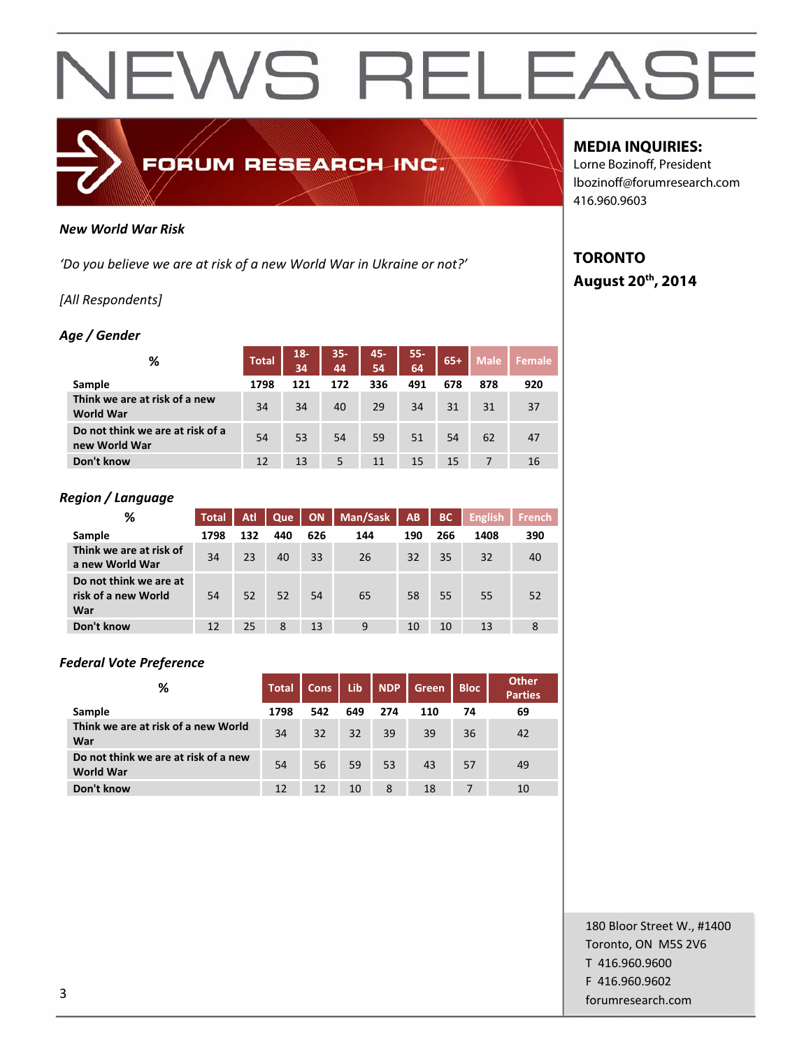# NEWS RELEASE

FORUM RESEARCH INC.

**MEDIA INQUIRIES:**
Lorne Bozinoff, President
lbozinoff@forumresearch.com
416.960.9603

**TORONTO**
**August 20th, 2014**

***New World War Risk***

*'Do you believe we are at risk of a new World War in Ukraine or not?'*

*[All Respondents]*

***Age / Gender***

| % | Total | 18-34 | 35-44 | 45-54 | 55-64 | 65+ | Male | Female |
|---|---|---|---|---|---|---|---|---|
| **Sample** | **1798** | **121** | **172** | **336** | **491** | **678** | **878** | **920** |
| **Think we are at risk of a new World War** | 34 | 34 | 40 | 29 | 34 | 31 | 31 | 37 |
| **Do not think we are at risk of a new World War** | 54 | 53 | 54 | 59 | 51 | 54 | 62 | 47 |
| **Don't know** | 12 | 13 | 5 | 11 | 15 | 15 | 7 | 16 |

***Region / Language***

| % | Total | Atl | Que | ON | Man/Sask | AB | BC | English | French |
|---|---|---|---|---|---|---|---|---|---|
| **Sample** | **1798** | **132** | **440** | **626** | **144** | **190** | **266** | **1408** | **390** |
| **Think we are at risk of a new World War** | 34 | 23 | 40 | 33 | 26 | 32 | 35 | 32 | 40 |
| **Do not think we are at risk of a new World War** | 54 | 52 | 52 | 54 | 65 | 58 | 55 | 55 | 52 |
| **Don't know** | 12 | 25 | 8 | 13 | 9 | 10 | 10 | 13 | 8 |

***Federal Vote Preference***

| % | Total | Cons | Lib | NDP | Green | Bloc | Other Parties |
|---|---|---|---|---|---|---|---|
| **Sample** | **1798** | **542** | **649** | **274** | **110** | **74** | **69** |
| **Think we are at risk of a new World War** | 34 | 32 | 32 | 39 | 39 | 36 | 42 |
| **Do not think we are at risk of a new World War** | 54 | 56 | 59 | 53 | 43 | 57 | 49 |
| **Don't know** | 12 | 12 | 10 | 8 | 18 | 7 | 10 |

180 Bloor Street W., #1400
Toronto, ON M5S 2V6
T 416.960.9600
F 416.960.9602
forumresearch.com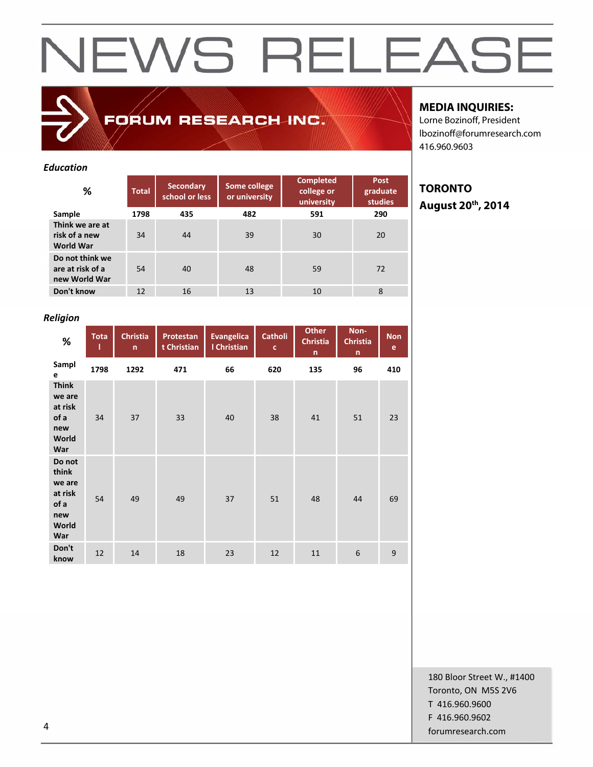# NEWS RELEASE

FORUM RESEARCH INC.

**MEDIA INQUIRIES:**
Lorne Bozinoff, President
lbozinoff@forumresearch.com
416.960.9603

**TORONTO**
**August 20th, 2014**

***Education***

| % | Total | Secondary school or less | Some college or university | Completed college or university | Post graduate studies |
|---|---|---|---|---|---|
| **Sample** | **1798** | **435** | **482** | **591** | **290** |
| **Think we are at risk of a new World War** | 34 | 44 | 39 | 30 | 20 |
| **Do not think we are at risk of a new World War** | 54 | 40 | 48 | 59 | 72 |
| **Don't know** | 12 | 16 | 13 | 10 | 8 |

***Religion***

| % | Total | Christian | Protestant Christian | Evangelical Christian | Catholic | Other Christian | Non-Christian | None |
|---|---|---|---|---|---|---|---|---|
| **Sample** | **1798** | **1292** | **471** | **66** | **620** | **135** | **96** | **410** |
| **Think we are at risk of a new World War** | 34 | 37 | 33 | 40 | 38 | 41 | 51 | 23 |
| **Do not think we are at risk of a new World War** | 54 | 49 | 49 | 37 | 51 | 48 | 44 | 69 |
| **Don't know** | 12 | 14 | 18 | 23 | 12 | 11 | 6 | 9 |

180 Bloor Street W., #1400
Toronto, ON M5S 2V6
T 416.960.9600
F 416.960.9602
forumresearch.com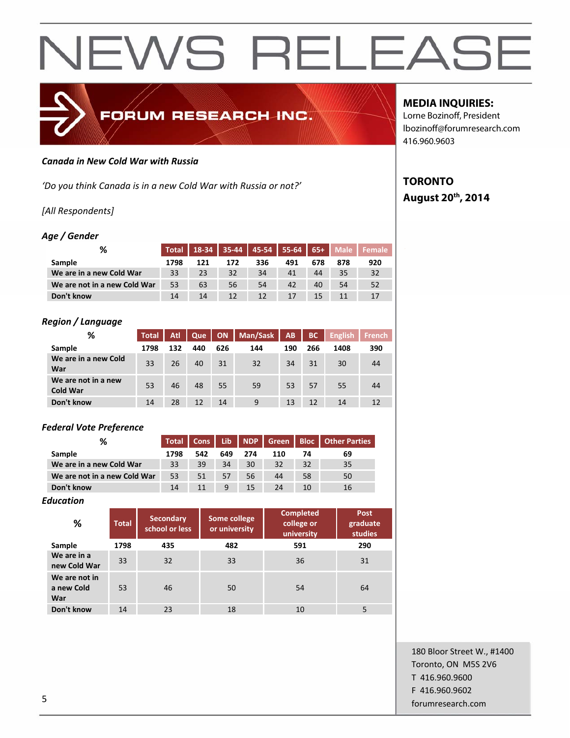# NEWS RELEASE

**FORUM RESEARCH INC.**

**MEDIA INQUIRIES:**
Lorne Bozinoff, President
lbozinoff@forumresearch.com
416.960.9603

**TORONTO**
**August 20th, 2014**

***Canada in New Cold War with Russia***

*'Do you think Canada is in a new Cold War with Russia or not?'*

*[All Respondents]*

### *Age / Gender*

| % | Total | 18-34 | 35-44 | 45-54 | 55-64 | 65+ | Male | Female |
|---|---|---|---|---|---|---|---|---|
| **Sample** | 1798 | 121 | 172 | 336 | 491 | 678 | 878 | 920 |
| **We are in a new Cold War** | 33 | 23 | 32 | 34 | 41 | 44 | 35 | 32 |
| **We are not in a new Cold War** | 53 | 63 | 56 | 54 | 42 | 40 | 54 | 52 |
| **Don't know** | 14 | 14 | 12 | 12 | 17 | 15 | 11 | 17 |

### *Region / Language*

| % | Total | Atl | Que | ON | Man/Sask | AB | BC | English | French |
|---|---|---|---|---|---|---|---|---|---|
| **Sample** | 1798 | 132 | 440 | 626 | 144 | 190 | 266 | 1408 | 390 |
| **We are in a new Cold War** | 33 | 26 | 40 | 31 | 32 | 34 | 31 | 30 | 44 |
| **We are not in a new Cold War** | 53 | 46 | 48 | 55 | 59 | 53 | 57 | 55 | 44 |
| **Don't know** | 14 | 28 | 12 | 14 | 9 | 13 | 12 | 14 | 12 |

### *Federal Vote Preference*

| % | Total | Cons | Lib | NDP | Green | Bloc | Other Parties |
|---|---|---|---|---|---|---|---|
| **Sample** | 1798 | 542 | 649 | 274 | 110 | 74 | 69 |
| **We are in a new Cold War** | 33 | 39 | 34 | 30 | 32 | 32 | 35 |
| **We are not in a new Cold War** | 53 | 51 | 57 | 56 | 44 | 58 | 50 |
| **Don't know** | 14 | 11 | 9 | 15 | 24 | 10 | 16 |

### *Education*

| % | Total | Secondary school or less | Some college or university | Completed college or university | Post graduate studies |
|---|---|---|---|---|---|
| **Sample** | 1798 | 435 | 482 | 591 | 290 |
| **We are in a new Cold War** | 33 | 32 | 33 | 36 | 31 |
| **We are not in a new Cold War** | 53 | 46 | 50 | 54 | 64 |
| **Don't know** | 14 | 23 | 18 | 10 | 5 |

180 Bloor Street W., #1400
Toronto, ON M5S 2V6
T 416.960.9600
F 416.960.9602
forumresearch.com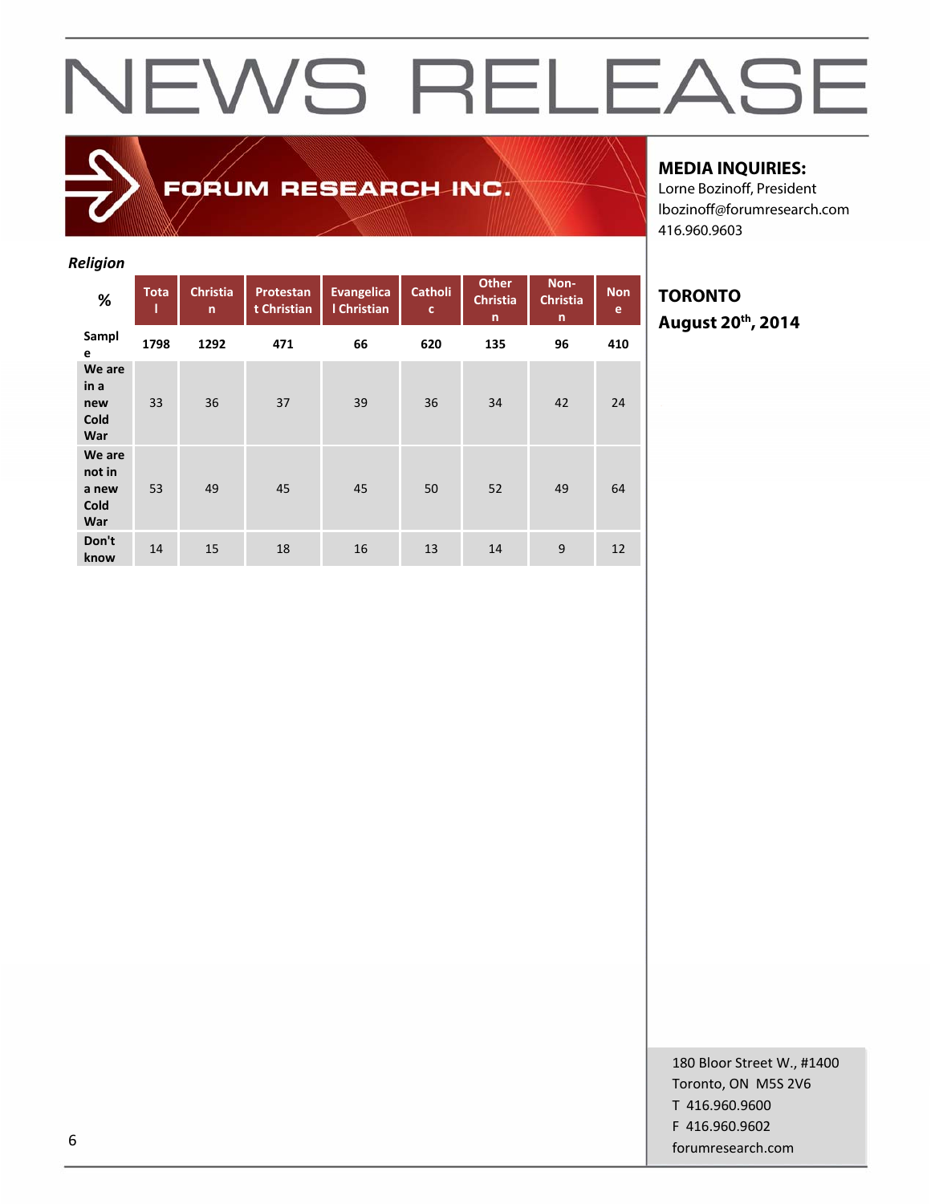# NEWS RELEASE

FORUM RESEARCH INC.

**MEDIA INQUIRIES:**
Lorne Bozinoff, President
lbozinoff@forumresearch.com
416.960.9603

**TORONTO**
**August 20th, 2014**

***Religion***

| % | Total | Christian | Protestant Christian | Evangelical Christian | Catholic | Other Christian | Non-Christian | None |
|---|---|---|---|---|---|---|---|---|
| **Sample** | **1798** | **1292** | **471** | **66** | **620** | **135** | **96** | **410** |
| **We are in a new Cold War** | 33 | 36 | 37 | 39 | 36 | 34 | 42 | 24 |
| **We are not in a new Cold War** | 53 | 49 | 45 | 45 | 50 | 52 | 49 | 64 |
| **Don't know** | 14 | 15 | 18 | 16 | 13 | 14 | 9 | 12 |

180 Bloor Street W., #1400
Toronto, ON M5S 2V6
T 416.960.9600
F 416.960.9602
forumresearch.com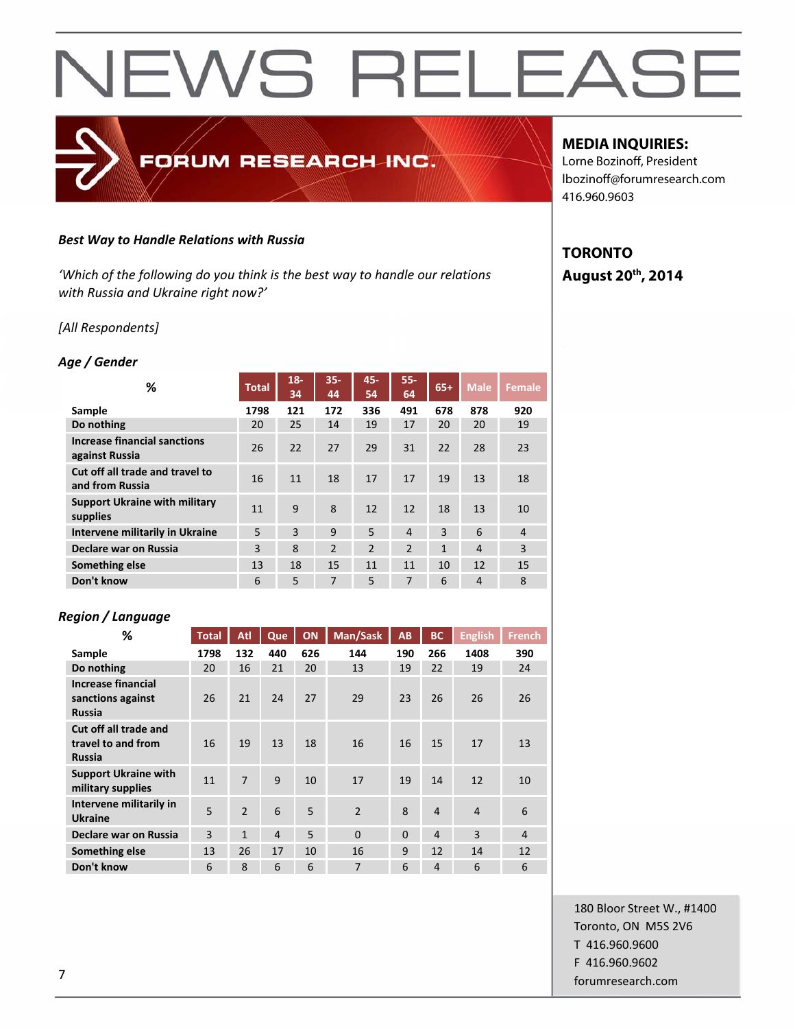# NEWS RELEASE

FORUM RESEARCH INC.

**MEDIA INQUIRIES:**
Lorne Bozinoff, President
lbozinoff@forumresearch.com
416.960.9603

**TORONTO**
**August 20th, 2014**

***Best Way to Handle Relations with Russia***

*'Which of the following do you think is the best way to handle our relations with Russia and Ukraine right now?'*

*[All Respondents]*

***Age / Gender***

| % | Total | 18-34 | 35-44 | 45-54 | 55-64 | 65+ | Male | Female |
|---|---|---|---|---|---|---|---|---|
| **Sample** | **1798** | **121** | **172** | **336** | **491** | **678** | **878** | **920** |
| **Do nothing** | 20 | 25 | 14 | 19 | 17 | 20 | 20 | 19 |
| **Increase financial sanctions against Russia** | 26 | 22 | 27 | 29 | 31 | 22 | 28 | 23 |
| **Cut off all trade and travel to and from Russia** | 16 | 11 | 18 | 17 | 17 | 19 | 13 | 18 |
| **Support Ukraine with military supplies** | 11 | 9 | 8 | 12 | 12 | 18 | 13 | 10 |
| **Intervene militarily in Ukraine** | 5 | 3 | 9 | 5 | 4 | 3 | 6 | 4 |
| **Declare war on Russia** | 3 | 8 | 2 | 2 | 2 | 1 | 4 | 3 |
| **Something else** | 13 | 18 | 15 | 11 | 11 | 10 | 12 | 15 |
| **Don't know** | 6 | 5 | 7 | 5 | 7 | 6 | 4 | 8 |

***Region / Language***

| % | Total | Atl | Que | ON | Man/Sask | AB | BC | English | French |
|---|---|---|---|---|---|---|---|---|---|
| **Sample** | **1798** | **132** | **440** | **626** | **144** | **190** | **266** | **1408** | **390** |
| **Do nothing** | 20 | 16 | 21 | 20 | 13 | 19 | 22 | 19 | 24 |
| **Increase financial sanctions against Russia** | 26 | 21 | 24 | 27 | 29 | 23 | 26 | 26 | 26 |
| **Cut off all trade and travel to and from Russia** | 16 | 19 | 13 | 18 | 16 | 16 | 15 | 17 | 13 |
| **Support Ukraine with military supplies** | 11 | 7 | 9 | 10 | 17 | 19 | 14 | 12 | 10 |
| **Intervene militarily in Ukraine** | 5 | 2 | 6 | 5 | 2 | 8 | 4 | 4 | 6 |
| **Declare war on Russia** | 3 | 1 | 4 | 5 | 0 | 0 | 4 | 3 | 4 |
| **Something else** | 13 | 26 | 17 | 10 | 16 | 9 | 12 | 14 | 12 |
| **Don't know** | 6 | 8 | 6 | 6 | 7 | 6 | 4 | 6 | 6 |

180 Bloor Street W., #1400
Toronto, ON M5S 2V6
T 416.960.9600
F 416.960.9602
forumresearch.com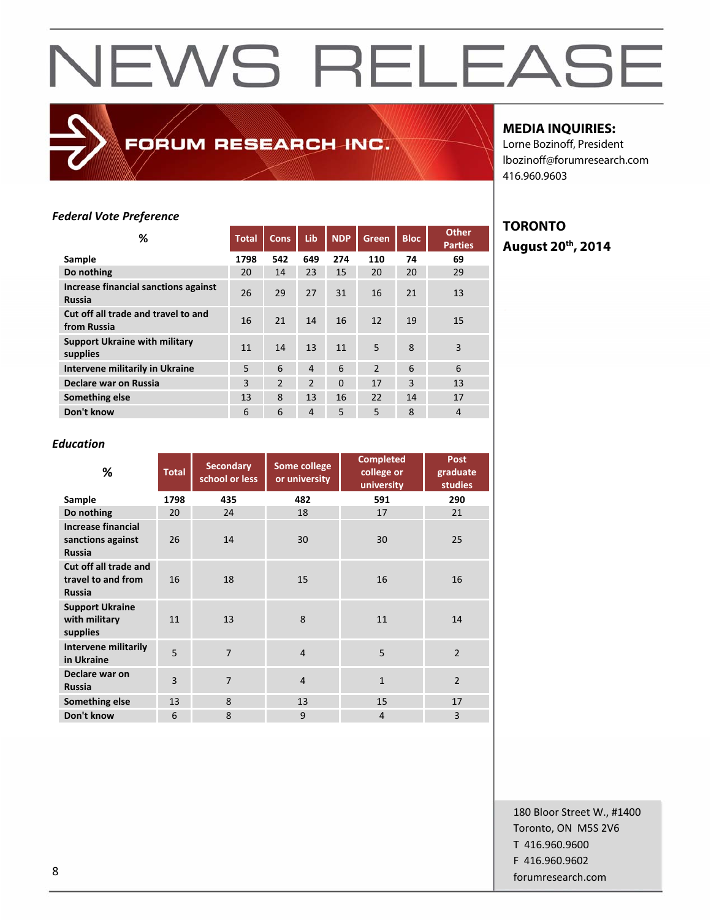# NEWS RELEASE

FORUM RESEARCH INC.

**MEDIA INQUIRIES:**
Lorne Bozinoff, President
lbozinoff@forumresearch.com
416.960.9603

**TORONTO**
**August 20th, 2014**

*Federal Vote Preference*

| % | Total | Cons | Lib | NDP | Green | Bloc | Other Parties |
|---|---|---|---|---|---|---|---|
| **Sample** | **1798** | **542** | **649** | **274** | **110** | **74** | **69** |
| **Do nothing** | 20 | 14 | 23 | 15 | 20 | 20 | 29 |
| **Increase financial sanctions against Russia** | 26 | 29 | 27 | 31 | 16 | 21 | 13 |
| **Cut off all trade and travel to and from Russia** | 16 | 21 | 14 | 16 | 12 | 19 | 15 |
| **Support Ukraine with military supplies** | 11 | 14 | 13 | 11 | 5 | 8 | 3 |
| **Intervene militarily in Ukraine** | 5 | 6 | 4 | 6 | 2 | 6 | 6 |
| **Declare war on Russia** | 3 | 2 | 2 | 0 | 17 | 3 | 13 |
| **Something else** | 13 | 8 | 13 | 16 | 22 | 14 | 17 |
| **Don't know** | 6 | 6 | 4 | 5 | 5 | 8 | 4 |

*Education*

| % | Total | Secondary school or less | Some college or university | Completed college or university | Post graduate studies |
|---|---|---|---|---|---|
| **Sample** | **1798** | **435** | **482** | **591** | **290** |
| **Do nothing** | 20 | 24 | 18 | 17 | 21 |
| **Increase financial sanctions against Russia** | 26 | 14 | 30 | 30 | 25 |
| **Cut off all trade and travel to and from Russia** | 16 | 18 | 15 | 16 | 16 |
| **Support Ukraine with military supplies** | 11 | 13 | 8 | 11 | 14 |
| **Intervene militarily in Ukraine** | 5 | 7 | 4 | 5 | 2 |
| **Declare war on Russia** | 3 | 7 | 4 | 1 | 2 |
| **Something else** | 13 | 8 | 13 | 15 | 17 |
| **Don't know** | 6 | 8 | 9 | 4 | 3 |

180 Bloor Street W., #1400
Toronto, ON M5S 2V6
T 416.960.9600
F 416.960.9602
forumresearch.com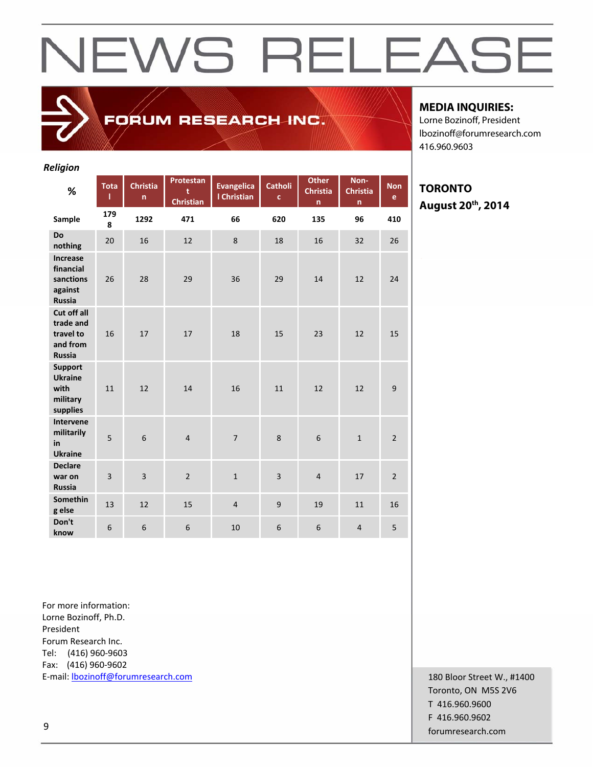# NEWS RELEASE

FORUM RESEARCH INC.

**MEDIA INQUIRIES:**
Lorne Bozinoff, President
lbozinoff@forumresearch.com
416.960.9603

**TORONTO**
**August 20th, 2014**

*Religion*

| % | Total | Christian | Protestant Christian | Evangelical Christian | Catholic | Other Christian | Non-Christian | None |
|---|---|---|---|---|---|---|---|---|
| Sample | 1798 | 1292 | 471 | 66 | 620 | 135 | 96 | 410 |
| Do nothing | 20 | 16 | 12 | 8 | 18 | 16 | 32 | 26 |
| Increase financial sanctions against Russia | 26 | 28 | 29 | 36 | 29 | 14 | 12 | 24 |
| Cut off all trade and travel to and from Russia | 16 | 17 | 17 | 18 | 15 | 23 | 12 | 15 |
| Support Ukraine with military supplies | 11 | 12 | 14 | 16 | 11 | 12 | 12 | 9 |
| Intervene militarily in Ukraine | 5 | 6 | 4 | 7 | 8 | 6 | 1 | 2 |
| Declare war on Russia | 3 | 3 | 2 | 1 | 3 | 4 | 17 | 2 |
| Something else | 13 | 12 | 15 | 4 | 9 | 19 | 11 | 16 |
| Don't know | 6 | 6 | 6 | 10 | 6 | 6 | 4 | 5 |

For more information:
Lorne Bozinoff, Ph.D.
President
Forum Research Inc.
Tel: (416) 960-9603
Fax: (416) 960-9602
E-mail: lbozinoff@forumresearch.com

180 Bloor Street W., #1400
Toronto, ON M5S 2V6
T 416.960.9600
F 416.960.9602
forumresearch.com